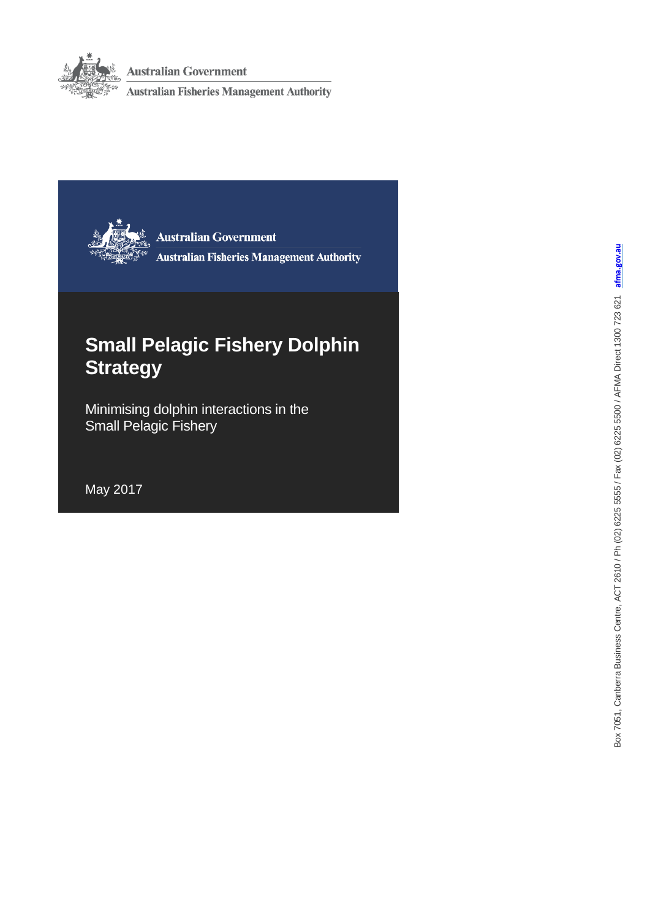Australian Government

Australian Fisheries Management Authority

Australian Government

Australian Fisheries Management Authority

# Small Pelagic Fishery Dolphin Strategy

Minimising dolphin interactions in the Small Pelagic Fishery

May 2017

Box 7051, Canberra Business Centre, ACT 2610 / Ph (02) 6225 5555 / Fax (02) 6225 5500 / AFMA Direct 1300 723 621 afma.gov.au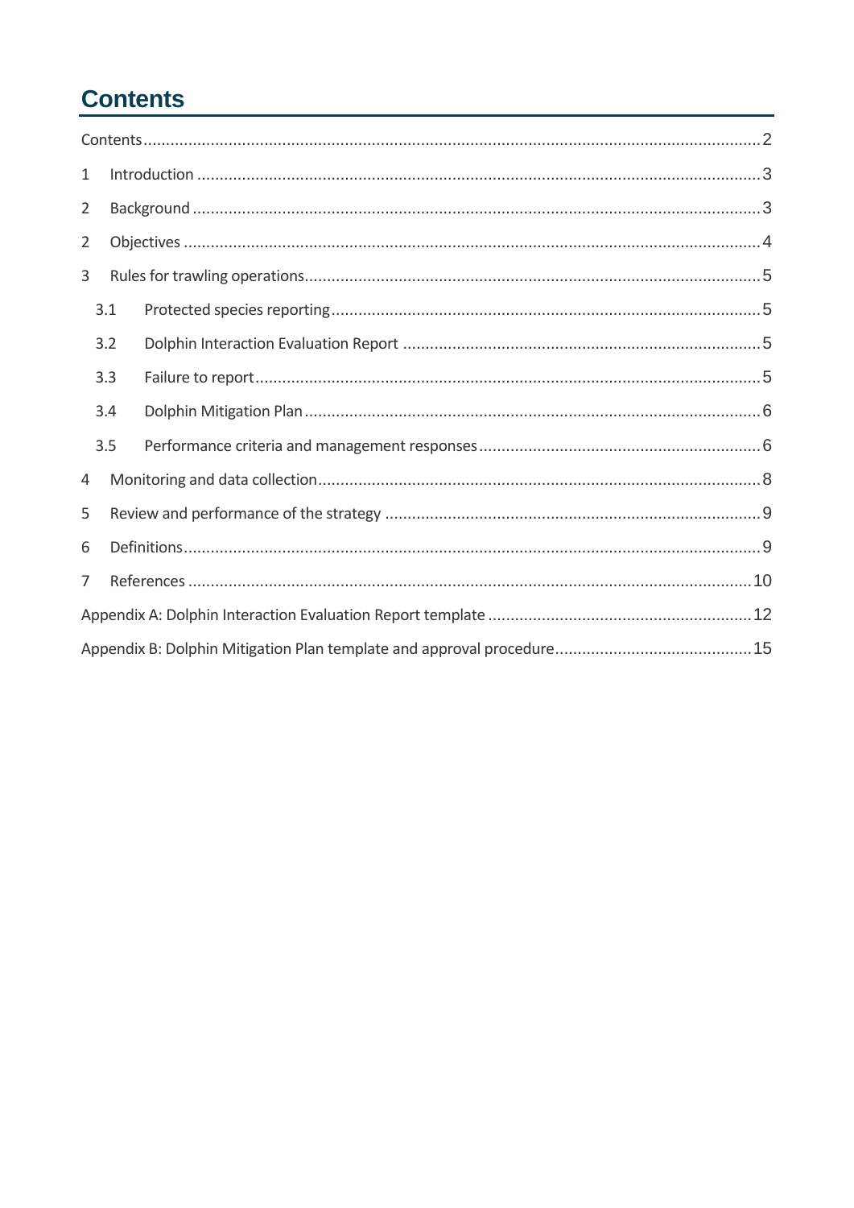# Contents

Contents ........................................................................................................................................ 2

1 Introduction ........................................................................................................................... 3

2 Background ........................................................................................................................... 3

2 Objectives ............................................................................................................................. 4

3 Rules for trawling operations ................................................................................................ 5

3.1 Protected species reporting ............................................................................................ 5

3.2 Dolphin Interaction Evaluation Report ........................................................................... 5

3.3 Failure to report ............................................................................................................. 5

3.4 Dolphin Mitigation Plan .................................................................................................. 6

3.5 Performance criteria and management responses .......................................................... 6

4 Monitoring and data collection ............................................................................................. 8

5 Review and performance of the strategy ............................................................................... 9

6 Definitions ............................................................................................................................. 9

7 References ........................................................................................................................... 10

Appendix A: Dolphin Interaction Evaluation Report template ................................................. 12

Appendix B: Dolphin Mitigation Plan template and approval procedure .................................. 15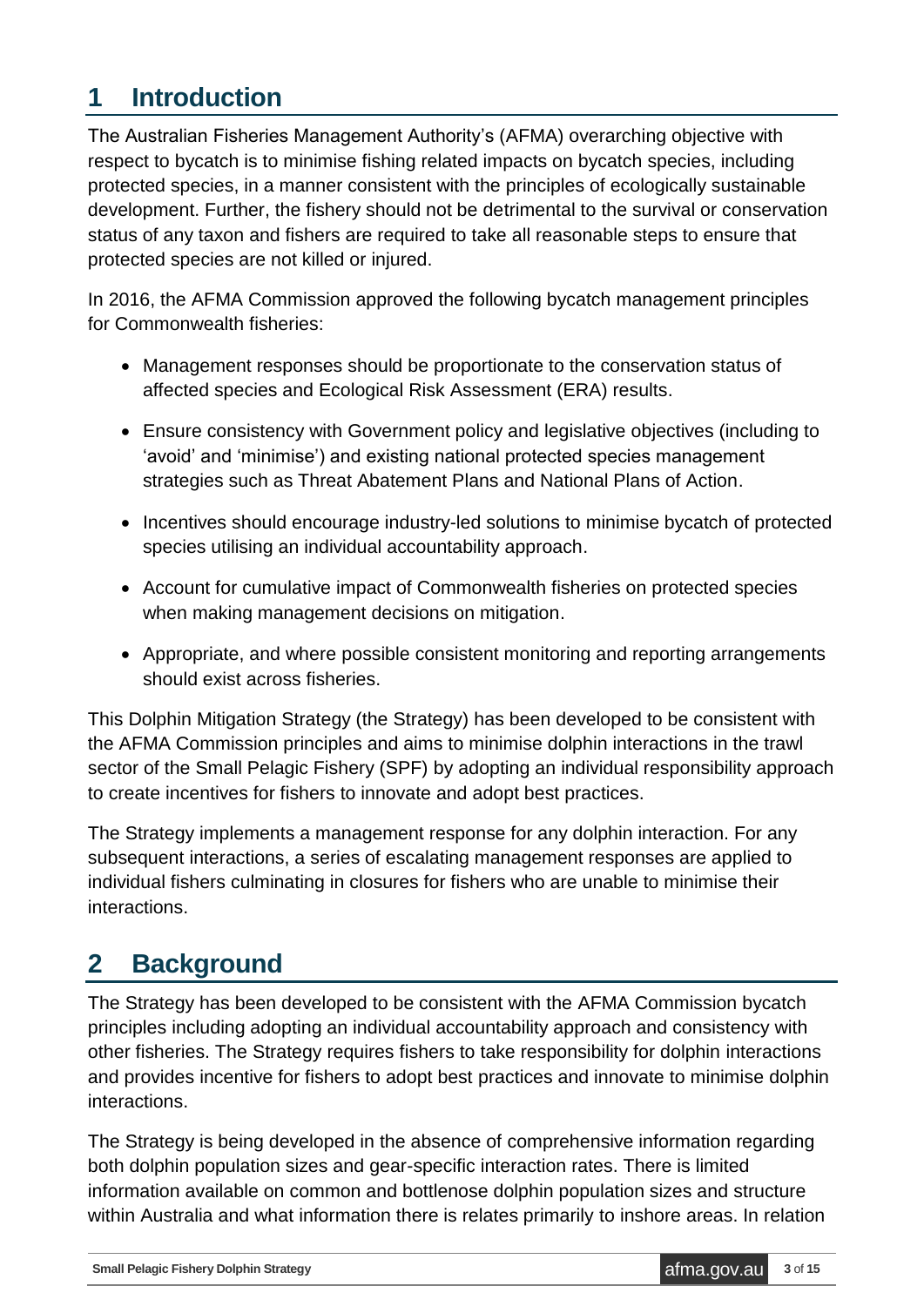# 1 Introduction

The Australian Fisheries Management Authority's (AFMA) overarching objective with respect to bycatch is to minimise fishing related impacts on bycatch species, including protected species, in a manner consistent with the principles of ecologically sustainable development. Further, the fishery should not be detrimental to the survival or conservation status of any taxon and fishers are required to take all reasonable steps to ensure that protected species are not killed or injured.

In 2016, the AFMA Commission approved the following bycatch management principles for Commonwealth fisheries:

- Management responses should be proportionate to the conservation status of affected species and Ecological Risk Assessment (ERA) results.
- Ensure consistency with Government policy and legislative objectives (including to 'avoid' and 'minimise') and existing national protected species management strategies such as Threat Abatement Plans and National Plans of Action.
- Incentives should encourage industry-led solutions to minimise bycatch of protected species utilising an individual accountability approach.
- Account for cumulative impact of Commonwealth fisheries on protected species when making management decisions on mitigation.
- Appropriate, and where possible consistent monitoring and reporting arrangements should exist across fisheries.

This Dolphin Mitigation Strategy (the Strategy) has been developed to be consistent with the AFMA Commission principles and aims to minimise dolphin interactions in the trawl sector of the Small Pelagic Fishery (SPF) by adopting an individual responsibility approach to create incentives for fishers to innovate and adopt best practices.

The Strategy implements a management response for any dolphin interaction. For any subsequent interactions, a series of escalating management responses are applied to individual fishers culminating in closures for fishers who are unable to minimise their interactions.

# 2 Background

The Strategy has been developed to be consistent with the AFMA Commission bycatch principles including adopting an individual accountability approach and consistency with other fisheries. The Strategy requires fishers to take responsibility for dolphin interactions and provides incentive for fishers to adopt best practices and innovate to minimise dolphin interactions.

The Strategy is being developed in the absence of comprehensive information regarding both dolphin population sizes and gear-specific interaction rates. There is limited information available on common and bottlenose dolphin population sizes and structure within Australia and what information there is relates primarily to inshore areas. In relation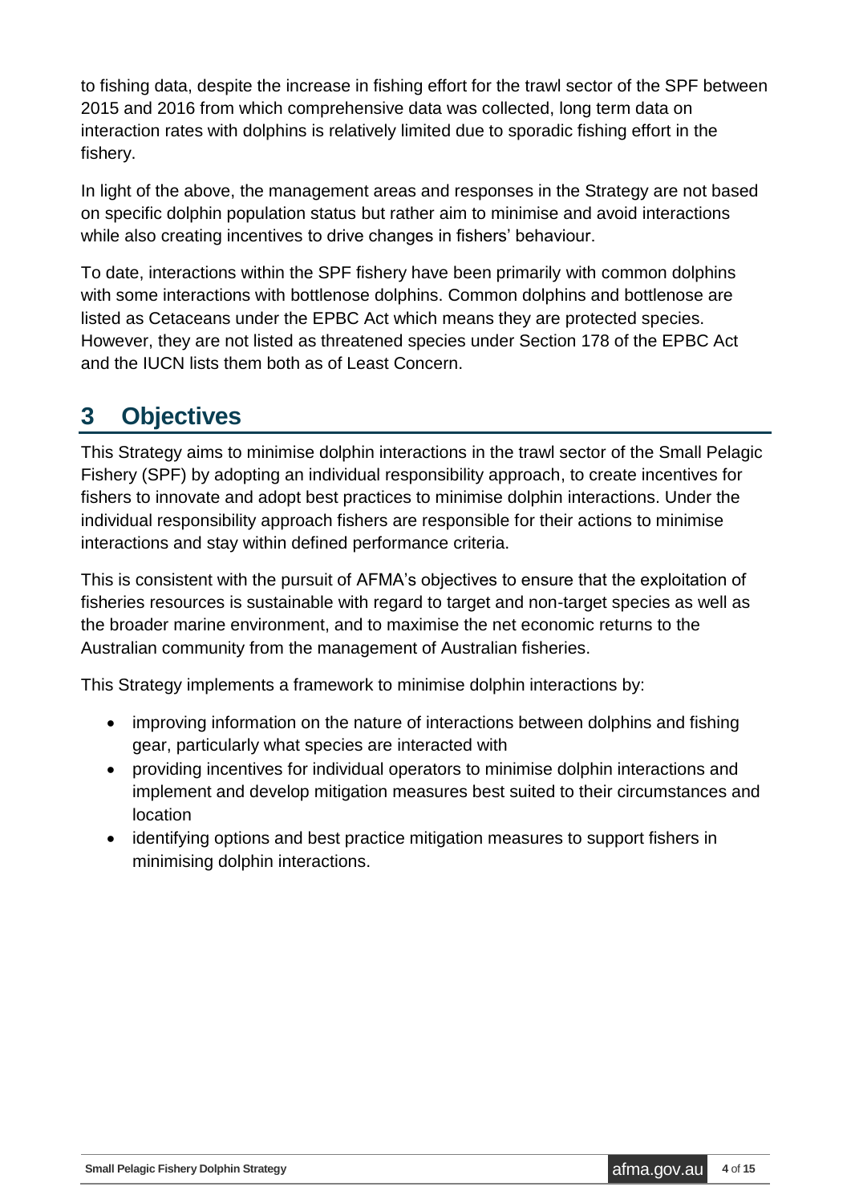to fishing data, despite the increase in fishing effort for the trawl sector of the SPF between 2015 and 2016 from which comprehensive data was collected, long term data on interaction rates with dolphins is relatively limited due to sporadic fishing effort in the fishery.

In light of the above, the management areas and responses in the Strategy are not based on specific dolphin population status but rather aim to minimise and avoid interactions while also creating incentives to drive changes in fishers' behaviour.

To date, interactions within the SPF fishery have been primarily with common dolphins with some interactions with bottlenose dolphins. Common dolphins and bottlenose are listed as Cetaceans under the EPBC Act which means they are protected species. However, they are not listed as threatened species under Section 178 of the EPBC Act and the IUCN lists them both as of Least Concern.

# 3 Objectives

This Strategy aims to minimise dolphin interactions in the trawl sector of the Small Pelagic Fishery (SPF) by adopting an individual responsibility approach, to create incentives for fishers to innovate and adopt best practices to minimise dolphin interactions. Under the individual responsibility approach fishers are responsible for their actions to minimise interactions and stay within defined performance criteria.

This is consistent with the pursuit of AFMA's objectives to ensure that the exploitation of fisheries resources is sustainable with regard to target and non-target species as well as the broader marine environment, and to maximise the net economic returns to the Australian community from the management of Australian fisheries.

This Strategy implements a framework to minimise dolphin interactions by:

- improving information on the nature of interactions between dolphins and fishing gear, particularly what species are interacted with
- providing incentives for individual operators to minimise dolphin interactions and implement and develop mitigation measures best suited to their circumstances and location
- identifying options and best practice mitigation measures to support fishers in minimising dolphin interactions.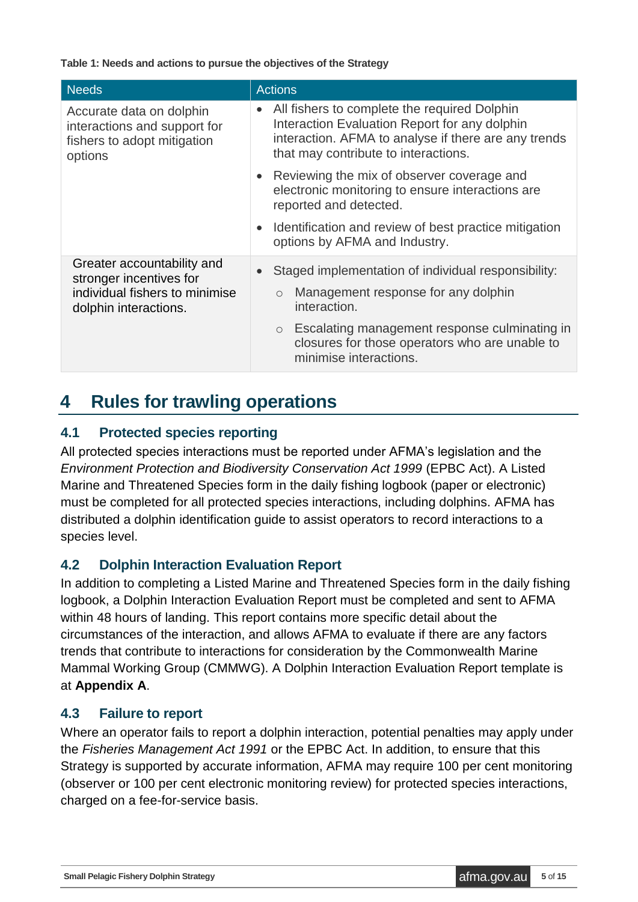**Table 1: Needs and actions to pursue the objectives of the Strategy**

| Needs | Actions |
|---|---|
| Accurate data on dolphin interactions and support for fishers to adopt mitigation options | • All fishers to complete the required Dolphin Interaction Evaluation Report for any dolphin interaction. AFMA to analyse if there are any trends that may contribute to interactions.<br>• Reviewing the mix of observer coverage and electronic monitoring to ensure interactions are reported and detected.<br>• Identification and review of best practice mitigation options by AFMA and Industry. |
| Greater accountability and stronger incentives for individual fishers to minimise dolphin interactions. | • Staged implementation of individual responsibility:<br>  ○ Management response for any dolphin interaction.<br>  ○ Escalating management response culminating in closures for those operators who are unable to minimise interactions. |

# 4 Rules for trawling operations

## 4.1 Protected species reporting

All protected species interactions must be reported under AFMA's legislation and the *Environment Protection and Biodiversity Conservation Act 1999* (EPBC Act). A Listed Marine and Threatened Species form in the daily fishing logbook (paper or electronic) must be completed for all protected species interactions, including dolphins. AFMA has distributed a dolphin identification guide to assist operators to record interactions to a species level.

## 4.2 Dolphin Interaction Evaluation Report

In addition to completing a Listed Marine and Threatened Species form in the daily fishing logbook, a Dolphin Interaction Evaluation Report must be completed and sent to AFMA within 48 hours of landing. This report contains more specific detail about the circumstances of the interaction, and allows AFMA to evaluate if there are any factors trends that contribute to interactions for consideration by the Commonwealth Marine Mammal Working Group (CMMWG). A Dolphin Interaction Evaluation Report template is at **Appendix A**.

## 4.3 Failure to report

Where an operator fails to report a dolphin interaction, potential penalties may apply under the *Fisheries Management Act 1991* or the EPBC Act. In addition, to ensure that this Strategy is supported by accurate information, AFMA may require 100 per cent monitoring (observer or 100 per cent electronic monitoring review) for protected species interactions, charged on a fee-for-service basis.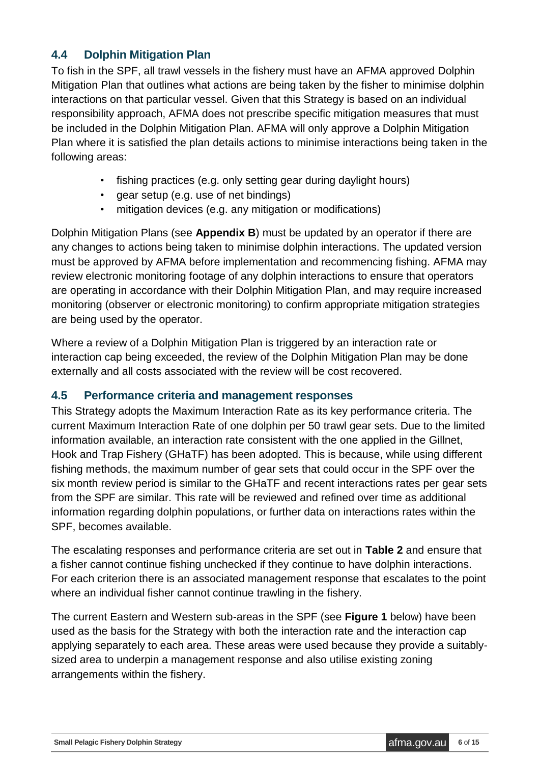## 4.4 Dolphin Mitigation Plan

To fish in the SPF, all trawl vessels in the fishery must have an AFMA approved Dolphin Mitigation Plan that outlines what actions are being taken by the fisher to minimise dolphin interactions on that particular vessel. Given that this Strategy is based on an individual responsibility approach, AFMA does not prescribe specific mitigation measures that must be included in the Dolphin Mitigation Plan. AFMA will only approve a Dolphin Mitigation Plan where it is satisfied the plan details actions to minimise interactions being taken in the following areas:

- fishing practices (e.g. only setting gear during daylight hours)
- gear setup (e.g. use of net bindings)
- mitigation devices (e.g. any mitigation or modifications)

Dolphin Mitigation Plans (see **Appendix B**) must be updated by an operator if there are any changes to actions being taken to minimise dolphin interactions. The updated version must be approved by AFMA before implementation and recommencing fishing. AFMA may review electronic monitoring footage of any dolphin interactions to ensure that operators are operating in accordance with their Dolphin Mitigation Plan, and may require increased monitoring (observer or electronic monitoring) to confirm appropriate mitigation strategies are being used by the operator.

Where a review of a Dolphin Mitigation Plan is triggered by an interaction rate or interaction cap being exceeded, the review of the Dolphin Mitigation Plan may be done externally and all costs associated with the review will be cost recovered.

## 4.5 Performance criteria and management responses

This Strategy adopts the Maximum Interaction Rate as its key performance criteria. The current Maximum Interaction Rate of one dolphin per 50 trawl gear sets. Due to the limited information available, an interaction rate consistent with the one applied in the Gillnet, Hook and Trap Fishery (GHaTF) has been adopted. This is because, while using different fishing methods, the maximum number of gear sets that could occur in the SPF over the six month review period is similar to the GHaTF and recent interactions rates per gear sets from the SPF are similar. This rate will be reviewed and refined over time as additional information regarding dolphin populations, or further data on interactions rates within the SPF, becomes available.

The escalating responses and performance criteria are set out in **Table 2** and ensure that a fisher cannot continue fishing unchecked if they continue to have dolphin interactions. For each criterion there is an associated management response that escalates to the point where an individual fisher cannot continue trawling in the fishery.

The current Eastern and Western sub-areas in the SPF (see **Figure 1** below) have been used as the basis for the Strategy with both the interaction rate and the interaction cap applying separately to each area. These areas were used because they provide a suitably-sized area to underpin a management response and also utilise existing zoning arrangements within the fishery.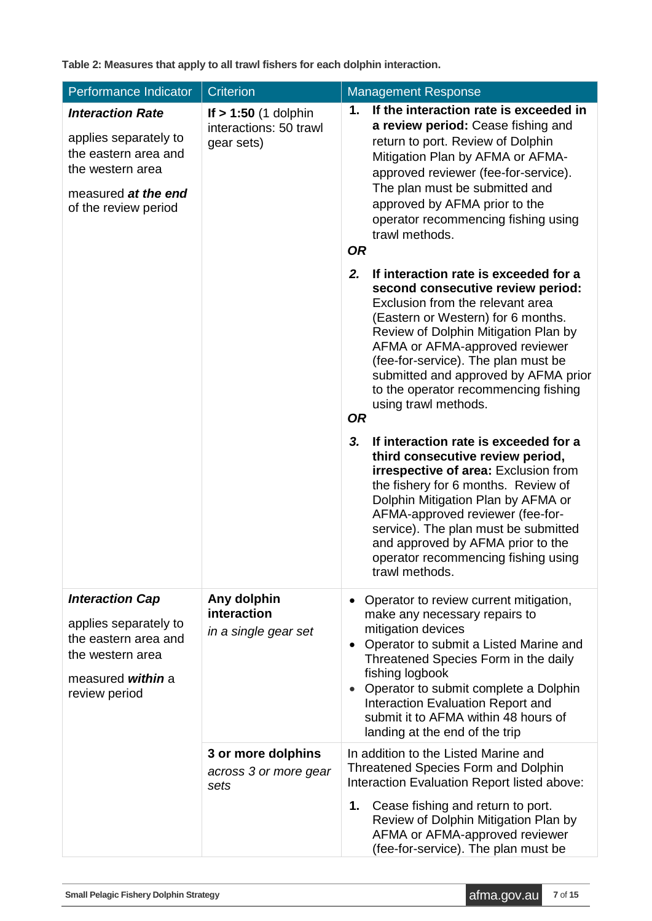**Table 2: Measures that apply to all trawl fishers for each dolphin interaction.**

| Performance Indicator | Criterion | Management Response |
|---|---|---|
| ***Interaction Rate***<br><br>applies separately to the eastern area and the western area<br><br>measured ***at the end*** of the review period | **If > 1:50** (1 dolphin interactions: 50 trawl gear sets) | **1. If the interaction rate is exceeded in a review period:** Cease fishing and return to port. Review of Dolphin Mitigation Plan by AFMA or AFMA-approved reviewer (fee-for-service). The plan must be submitted and approved by AFMA prior to the operator recommencing fishing using trawl methods.<br><br>***OR***<br><br>***2.*** **If interaction rate is exceeded for a second consecutive review period:** Exclusion from the relevant area (Eastern or Western) for 6 months. Review of Dolphin Mitigation Plan by AFMA or AFMA-approved reviewer (fee-for-service). The plan must be submitted and approved by AFMA prior to the operator recommencing fishing using trawl methods.<br><br>***OR***<br><br>***3.*** **If interaction rate is exceeded for a third consecutive review period, irrespective of area:** Exclusion from the fishery for 6 months. Review of Dolphin Mitigation Plan by AFMA or AFMA-approved reviewer (fee-for-service). The plan must be submitted and approved by AFMA prior to the operator recommencing fishing using trawl methods. |
| ***Interaction Cap***<br><br>applies separately to the eastern area and the western area<br><br>measured ***within*** a review period | **Any dolphin interaction**<br><br>*in a single gear set* | • Operator to review current mitigation, make any necessary repairs to mitigation devices<br>• Operator to submit a Listed Marine and Threatened Species Form in the daily fishing logbook<br>• Operator to submit complete a Dolphin Interaction Evaluation Report and submit it to AFMA within 48 hours of landing at the end of the trip |
| | **3 or more dolphins**<br><br>*across 3 or more gear sets* | In addition to the Listed Marine and Threatened Species Form and Dolphin Interaction Evaluation Report listed above:<br><br>**1.** Cease fishing and return to port. Review of Dolphin Mitigation Plan by AFMA or AFMA-approved reviewer (fee-for-service). The plan must be |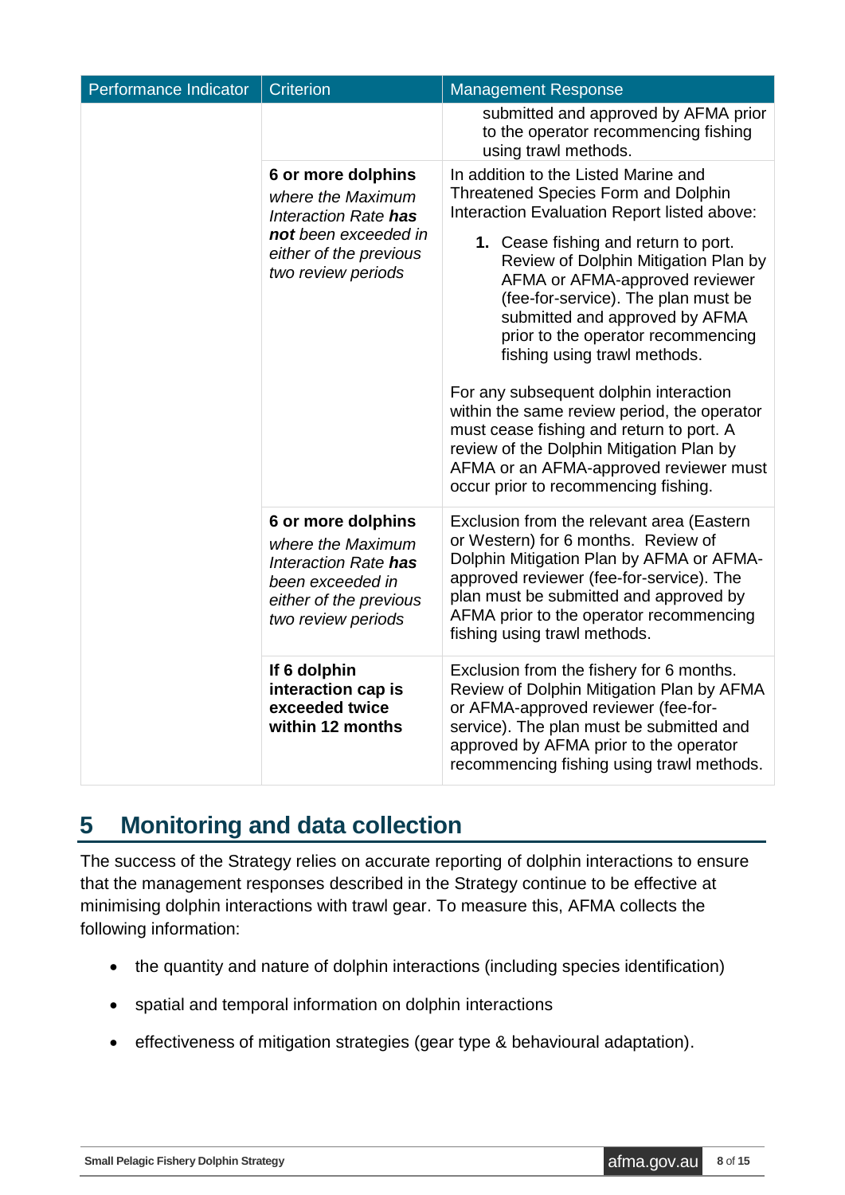| Performance Indicator | Criterion | Management Response |
|---|---|---|
| | | submitted and approved by AFMA prior to the operator recommencing fishing using trawl methods. |
| | **6 or more dolphins** *where the Maximum Interaction Rate **has not** been exceeded in either of the previous two review periods* | In addition to the Listed Marine and Threatened Species Form and Dolphin Interaction Evaluation Report listed above:<br>**1.** Cease fishing and return to port. Review of Dolphin Mitigation Plan by AFMA or AFMA-approved reviewer (fee-for-service). The plan must be submitted and approved by AFMA prior to the operator recommencing fishing using trawl methods.<br><br>For any subsequent dolphin interaction within the same review period, the operator must cease fishing and return to port. A review of the Dolphin Mitigation Plan by AFMA or an AFMA-approved reviewer must occur prior to recommencing fishing. |
| | **6 or more dolphins** *where the Maximum Interaction Rate **has** been exceeded in either of the previous two review periods* | Exclusion from the relevant area (Eastern or Western) for 6 months. Review of Dolphin Mitigation Plan by AFMA or AFMA-approved reviewer (fee-for-service). The plan must be submitted and approved by AFMA prior to the operator recommencing fishing using trawl methods. |
| | **If 6 dolphin interaction cap is exceeded twice within 12 months** | Exclusion from the fishery for 6 months. Review of Dolphin Mitigation Plan by AFMA or AFMA-approved reviewer (fee-for-service). The plan must be submitted and approved by AFMA prior to the operator recommencing fishing using trawl methods. |

# 5 Monitoring and data collection

The success of the Strategy relies on accurate reporting of dolphin interactions to ensure that the management responses described in the Strategy continue to be effective at minimising dolphin interactions with trawl gear. To measure this, AFMA collects the following information:

- the quantity and nature of dolphin interactions (including species identification)
- spatial and temporal information on dolphin interactions
- effectiveness of mitigation strategies (gear type & behavioural adaptation).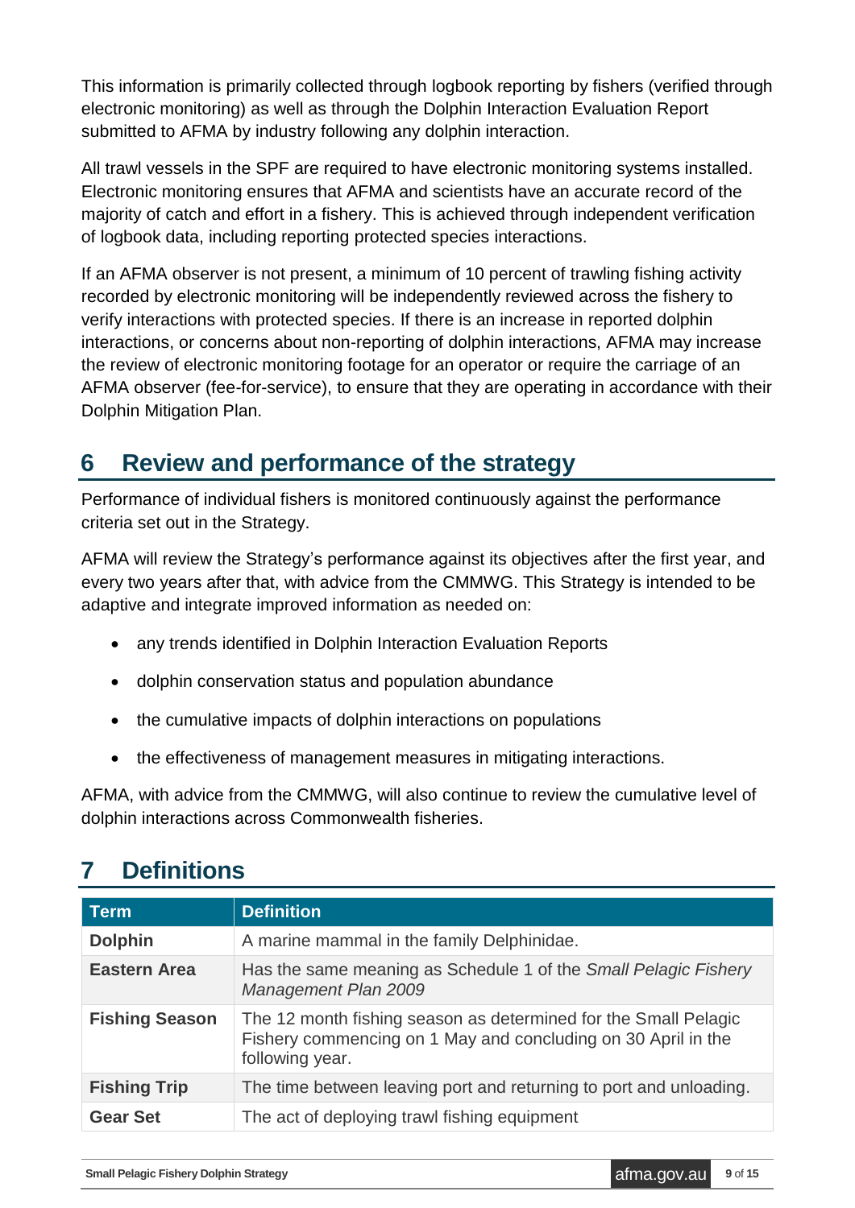This information is primarily collected through logbook reporting by fishers (verified through electronic monitoring) as well as through the Dolphin Interaction Evaluation Report submitted to AFMA by industry following any dolphin interaction.

All trawl vessels in the SPF are required to have electronic monitoring systems installed. Electronic monitoring ensures that AFMA and scientists have an accurate record of the majority of catch and effort in a fishery. This is achieved through independent verification of logbook data, including reporting protected species interactions.

If an AFMA observer is not present, a minimum of 10 percent of trawling fishing activity recorded by electronic monitoring will be independently reviewed across the fishery to verify interactions with protected species. If there is an increase in reported dolphin interactions, or concerns about non-reporting of dolphin interactions, AFMA may increase the review of electronic monitoring footage for an operator or require the carriage of an AFMA observer (fee-for-service), to ensure that they are operating in accordance with their Dolphin Mitigation Plan.

## 6 Review and performance of the strategy

Performance of individual fishers is monitored continuously against the performance criteria set out in the Strategy.

AFMA will review the Strategy's performance against its objectives after the first year, and every two years after that, with advice from the CMMWG. This Strategy is intended to be adaptive and integrate improved information as needed on:

- any trends identified in Dolphin Interaction Evaluation Reports
- dolphin conservation status and population abundance
- the cumulative impacts of dolphin interactions on populations
- the effectiveness of management measures in mitigating interactions.

AFMA, with advice from the CMMWG, will also continue to review the cumulative level of dolphin interactions across Commonwealth fisheries.

## 7 Definitions

| Term | Definition |
|---|---|
| **Dolphin** | A marine mammal in the family Delphinidae. |
| **Eastern Area** | Has the same meaning as Schedule 1 of the *Small Pelagic Fishery Management Plan 2009* |
| **Fishing Season** | The 12 month fishing season as determined for the Small Pelagic Fishery commencing on 1 May and concluding on 30 April in the following year. |
| **Fishing Trip** | The time between leaving port and returning to port and unloading. |
| **Gear Set** | The act of deploying trawl fishing equipment |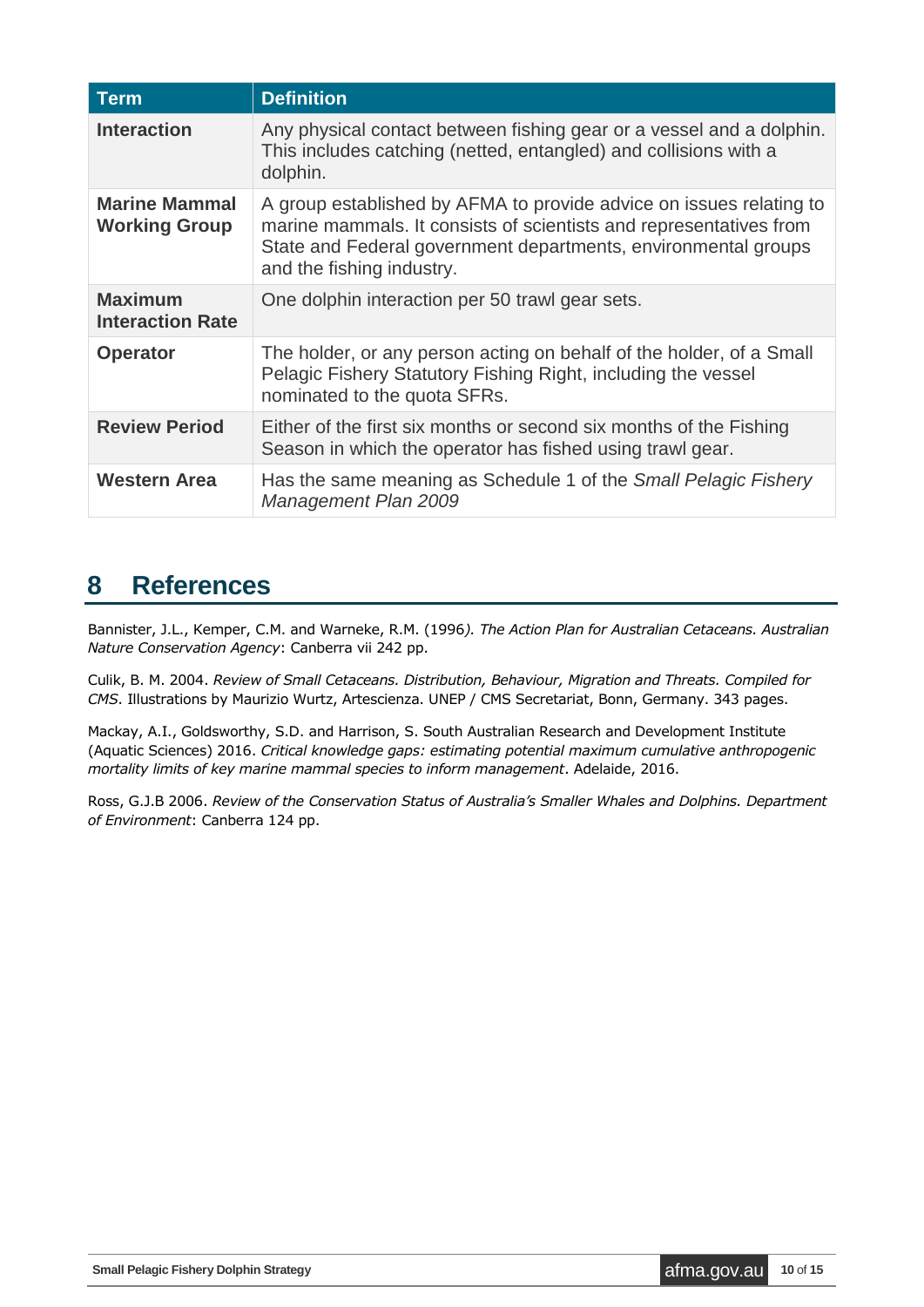| Term | Definition |
| --- | --- |
| **Interaction** | Any physical contact between fishing gear or a vessel and a dolphin. This includes catching (netted, entangled) and collisions with a dolphin. |
| **Marine Mammal Working Group** | A group established by AFMA to provide advice on issues relating to marine mammals. It consists of scientists and representatives from State and Federal government departments, environmental groups and the fishing industry. |
| **Maximum Interaction Rate** | One dolphin interaction per 50 trawl gear sets. |
| **Operator** | The holder, or any person acting on behalf of the holder, of a Small Pelagic Fishery Statutory Fishing Right, including the vessel nominated to the quota SFRs. |
| **Review Period** | Either of the first six months or second six months of the Fishing Season in which the operator has fished using trawl gear. |
| **Western Area** | Has the same meaning as Schedule 1 of the *Small Pelagic Fishery Management Plan 2009* |

# 8 References

Bannister, J.L., Kemper, C.M. and Warneke, R.M. (1996*). The Action Plan for Australian Cetaceans. Australian Nature Conservation Agency*: Canberra vii 242 pp.

Culik, B. M. 2004. *Review of Small Cetaceans. Distribution, Behaviour, Migration and Threats. Compiled for CMS*. Illustrations by Maurizio Wurtz, Artescienza. UNEP / CMS Secretariat, Bonn, Germany. 343 pages.

Mackay, A.I., Goldsworthy, S.D. and Harrison, S. South Australian Research and Development Institute (Aquatic Sciences) 2016. *Critical knowledge gaps: estimating potential maximum cumulative anthropogenic mortality limits of key marine mammal species to inform management*. Adelaide, 2016.

Ross, G.J.B 2006. *Review of the Conservation Status of Australia's Smaller Whales and Dolphins. Department of Environment*: Canberra 124 pp.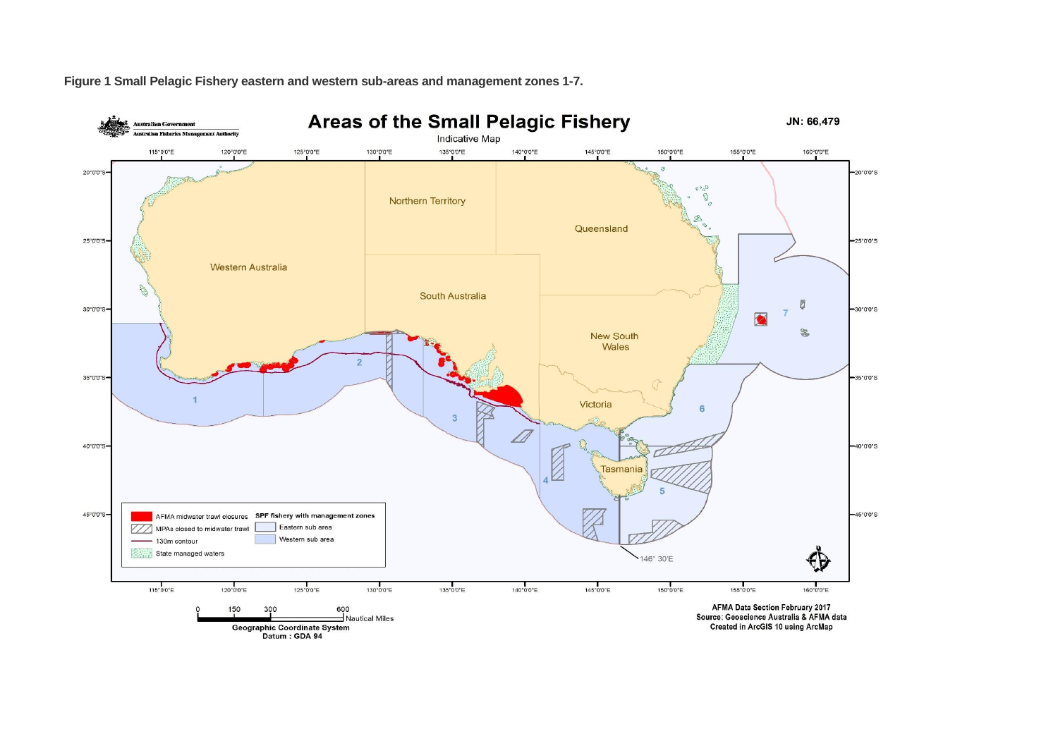**Figure 1 Small Pelagic Fishery eastern and western sub-areas and management zones 1-7.**

# Areas of the Small Pelagic Fishery

Indicative Map

JN: 66,479

Australian Government
Australian Fisheries Management Authority

Western Australia
Northern Territory
Queensland
South Australia
New South Wales
Victoria
Tasmania

1 2 3 4 5 6 7

146° 30'E

- AFMA midwater trawl closures
- MPAs closed to midwater trawl
- 130m contour
- State managed waters

**SPF fishery with management zones**

- Eastern sub area
- Western sub area

0 150 300 600 Nautical Miles

**Geographic Coordinate System**
**Datum : GDA 94**

**AFMA Data Section February 2017**
**Source: Geoscience Australia & AFMA data**
**Created in ArcGIS 10 using ArcMap**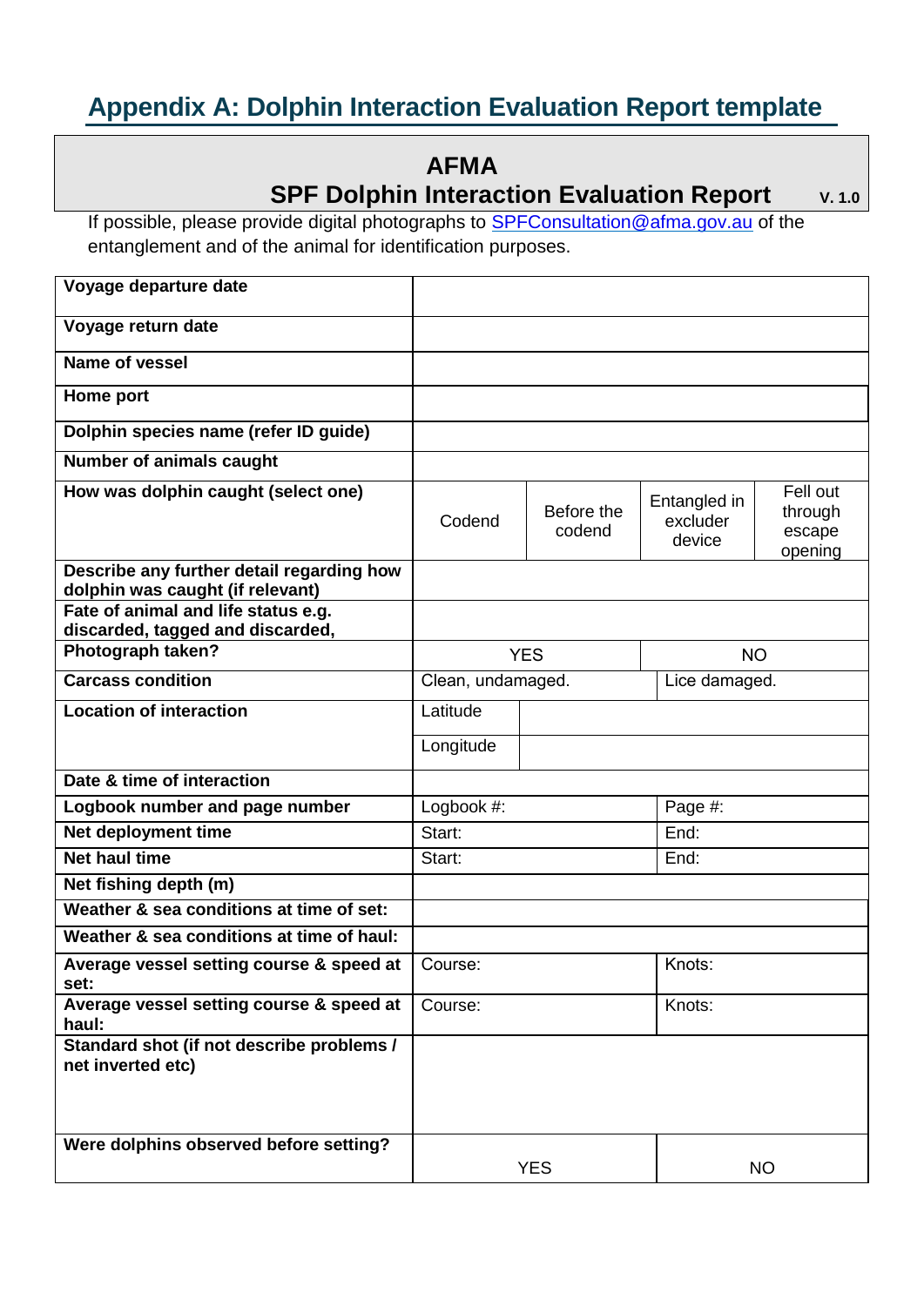## Appendix A: Dolphin Interaction Evaluation Report template

**AFMA**

**SPF Dolphin Interaction Evaluation Report** **V. 1.0**

If possible, please provide digital photographs to SPFConsultation@afma.gov.au of the entanglement and of the animal for identification purposes.

| | | | | |
|---|---|---|---|---|
| **Voyage departure date** | | | | |
| **Voyage return date** | | | | |
| **Name of vessel** | | | | |
| **Home port** | | | | |
| **Dolphin species name (refer ID guide)** | | | | |
| **Number of animals caught** | | | | |
| **How was dolphin caught (select one)** | Codend | Before the codend | Entangled in excluder device | Fell out through escape opening |
| **Describe any further detail regarding how dolphin was caught (if relevant)** | | | | |
| **Fate of animal and life status e.g. discarded, tagged and discarded,** | | | | |
| **Photograph taken?** | YES | | NO | |
| **Carcass condition** | Clean, undamaged. | | Lice damaged. | |
| **Location of interaction** | Latitude | | | |
| | Longitude | | | |
| **Date & time of interaction** | | | | |
| **Logbook number and page number** | Logbook #: | | Page #: | |
| **Net deployment time** | Start: | | End: | |
| **Net haul time** | Start: | | End: | |
| **Net fishing depth (m)** | | | | |
| **Weather & sea conditions at time of set:** | | | | |
| **Weather & sea conditions at time of haul:** | | | | |
| **Average vessel setting course & speed at set:** | Course: | | Knots: | |
| **Average vessel setting course & speed at haul:** | Course: | | Knots: | |
| **Standard shot (if not describe problems / net inverted etc)** | | | | |
| **Were dolphins observed before setting?** | YES | | NO | |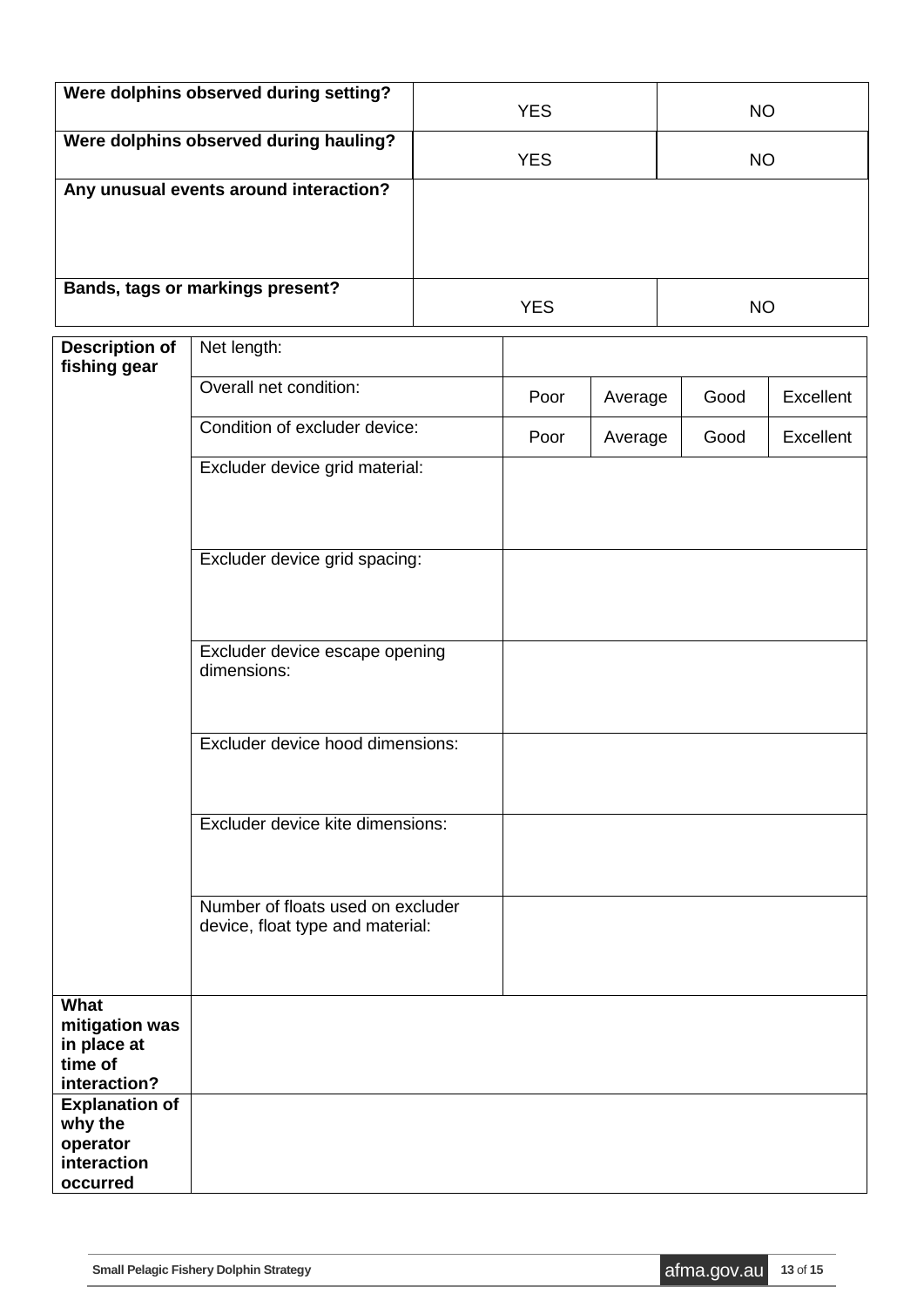| **Were dolphins observed during setting?** | YES | NO |
|---|---|---|
| **Were dolphins observed during hauling?** | YES | NO |
| **Any unusual events around interaction?** | | |
| **Bands, tags or markings present?** | YES | NO |

| **Description of fishing gear** | Net length: | | | | |
|---|---|---|---|---|---|
| | Overall net condition: | Poor | Average | Good | Excellent |
| | Condition of excluder device: | Poor | Average | Good | Excellent |
| | Excluder device grid material: | | | | |
| | Excluder device grid spacing: | | | | |
| | Excluder device escape opening dimensions: | | | | |
| | Excluder device hood dimensions: | | | | |
| | Excluder device kite dimensions: | | | | |
| | Number of floats used on excluder device, float type and material: | | | | |
| **What mitigation was in place at time of interaction?** | | | | | |
| **Explanation of why the operator interaction occurred** | | | | | |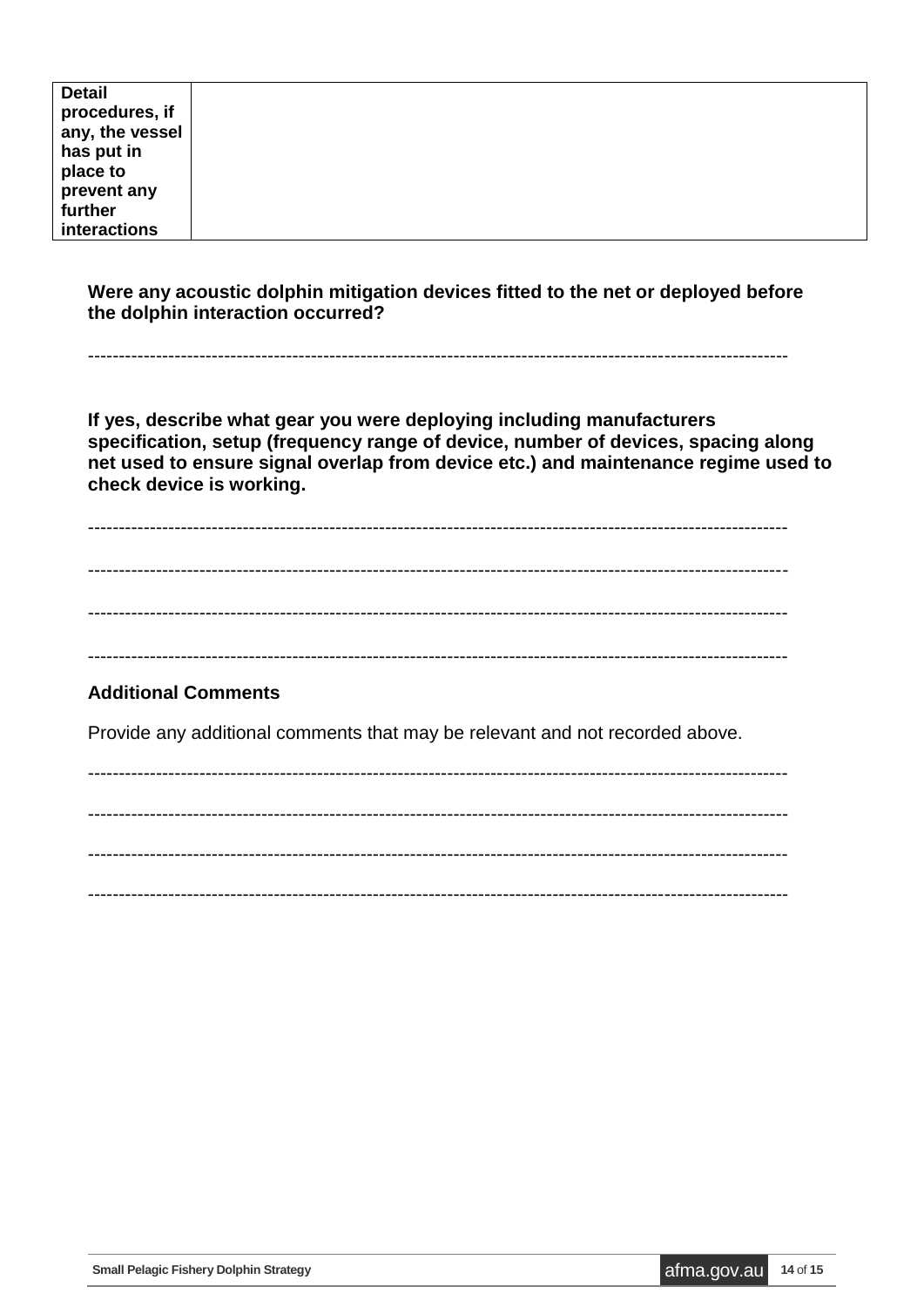| **Detail procedures, if any, the vessel has put in place to prevent any further interactions** | |
|---|---|

**Were any acoustic dolphin mitigation devices fitted to the net or deployed before the dolphin interaction occurred?**

------------------------------------------------------------------------------------------------------------

**If yes, describe what gear you were deploying including manufacturers specification, setup (frequency range of device, number of devices, spacing along net used to ensure signal overlap from device etc.) and maintenance regime used to check device is working.**

------------------------------------------------------------------------------------------------------------

------------------------------------------------------------------------------------------------------------

------------------------------------------------------------------------------------------------------------

------------------------------------------------------------------------------------------------------------

**Additional Comments**

Provide any additional comments that may be relevant and not recorded above.

------------------------------------------------------------------------------------------------------------

------------------------------------------------------------------------------------------------------------

------------------------------------------------------------------------------------------------------------

------------------------------------------------------------------------------------------------------------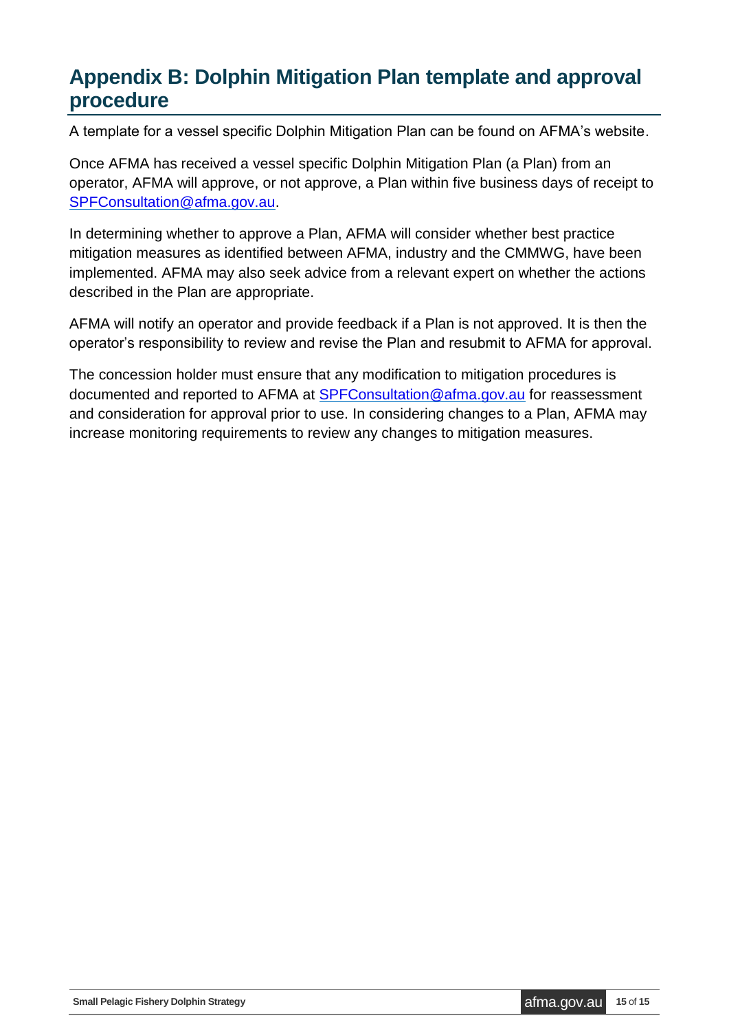## Appendix B: Dolphin Mitigation Plan template and approval procedure

A template for a vessel specific Dolphin Mitigation Plan can be found on AFMA's website.

Once AFMA has received a vessel specific Dolphin Mitigation Plan (a Plan) from an operator, AFMA will approve, or not approve, a Plan within five business days of receipt to SPFConsultation@afma.gov.au.

In determining whether to approve a Plan, AFMA will consider whether best practice mitigation measures as identified between AFMA, industry and the CMMWG, have been implemented. AFMA may also seek advice from a relevant expert on whether the actions described in the Plan are appropriate.

AFMA will notify an operator and provide feedback if a Plan is not approved. It is then the operator's responsibility to review and revise the Plan and resubmit to AFMA for approval.

The concession holder must ensure that any modification to mitigation procedures is documented and reported to AFMA at SPFConsultation@afma.gov.au for reassessment and consideration for approval prior to use. In considering changes to a Plan, AFMA may increase monitoring requirements to review any changes to mitigation measures.